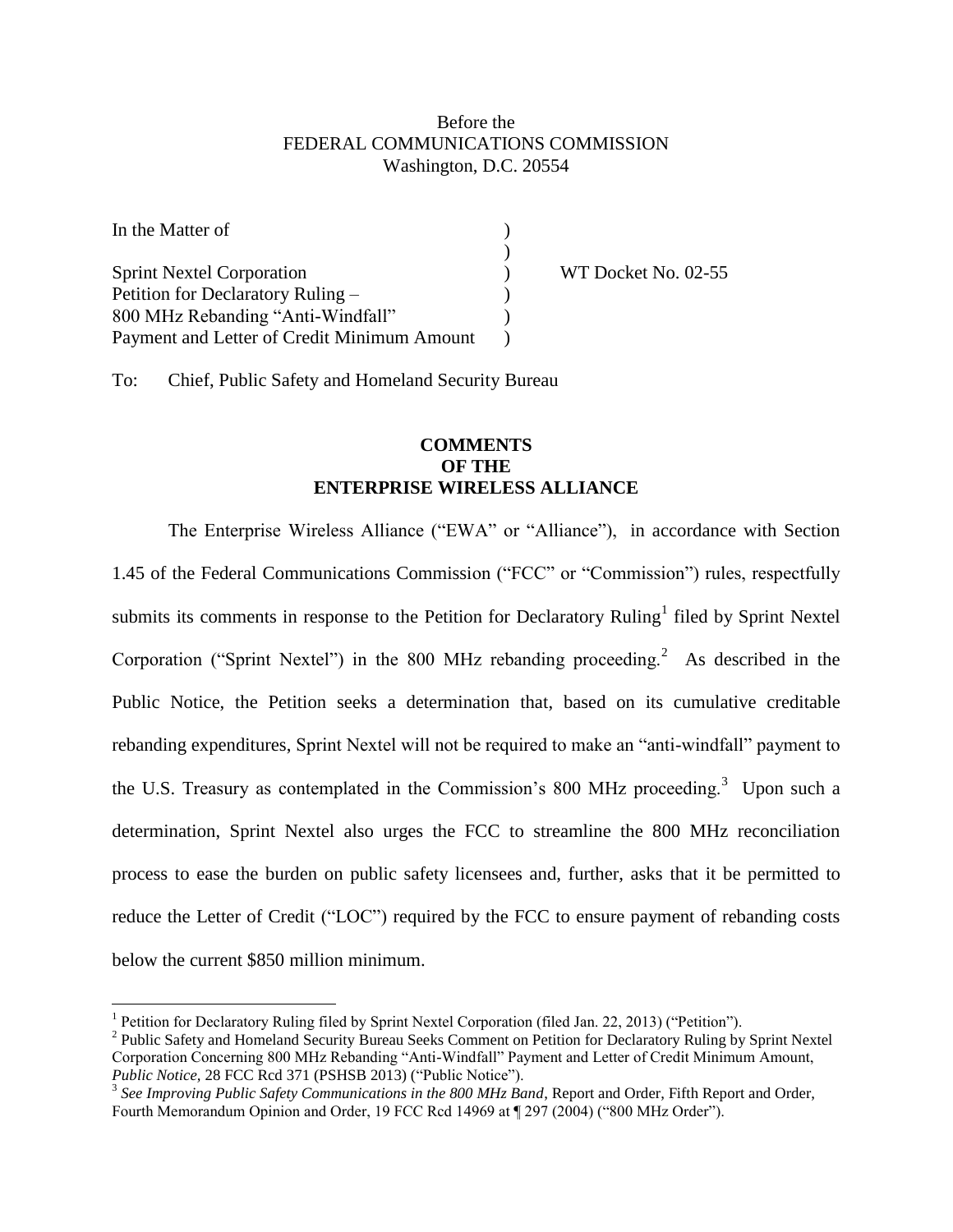Before the
FEDERAL COMMUNICATIONS COMMISSION
Washington, D.C. 20554

| | | |
|---|---|---|
| In the Matter of | ) | |
| | ) | |
| Sprint Nextel Corporation | ) | WT Docket No. 02-55 |
| Petition for Declaratory Ruling – | ) | |
| 800 MHz Rebanding "Anti-Windfall" | ) | |
| Payment and Letter of Credit Minimum Amount | ) | |

To: Chief, Public Safety and Homeland Security Bureau

**COMMENTS**
**OF THE**
**ENTERPRISE WIRELESS ALLIANCE**

The Enterprise Wireless Alliance ("EWA" or "Alliance"), in accordance with Section 1.45 of the Federal Communications Commission ("FCC" or "Commission") rules, respectfully submits its comments in response to the Petition for Declaratory Ruling[1] filed by Sprint Nextel Corporation ("Sprint Nextel") in the 800 MHz rebanding proceeding.[2] As described in the Public Notice, the Petition seeks a determination that, based on its cumulative creditable rebanding expenditures, Sprint Nextel will not be required to make an "anti-windfall" payment to the U.S. Treasury as contemplated in the Commission's 800 MHz proceeding.[3] Upon such a determination, Sprint Nextel also urges the FCC to streamline the 800 MHz reconciliation process to ease the burden on public safety licensees and, further, asks that it be permitted to reduce the Letter of Credit ("LOC") required by the FCC to ensure payment of rebanding costs below the current $850 million minimum.

[1] Petition for Declaratory Ruling filed by Sprint Nextel Corporation (filed Jan. 22, 2013) ("Petition").

[2] Public Safety and Homeland Security Bureau Seeks Comment on Petition for Declaratory Ruling by Sprint Nextel Corporation Concerning 800 MHz Rebanding "Anti-Windfall" Payment and Letter of Credit Minimum Amount, *Public Notice*, 28 FCC Rcd 371 (PSHSB 2013) ("Public Notice").

[3] *See Improving Public Safety Communications in the 800 MHz Band*, Report and Order, Fifth Report and Order, Fourth Memorandum Opinion and Order, 19 FCC Rcd 14969 at ¶ 297 (2004) ("800 MHz Order").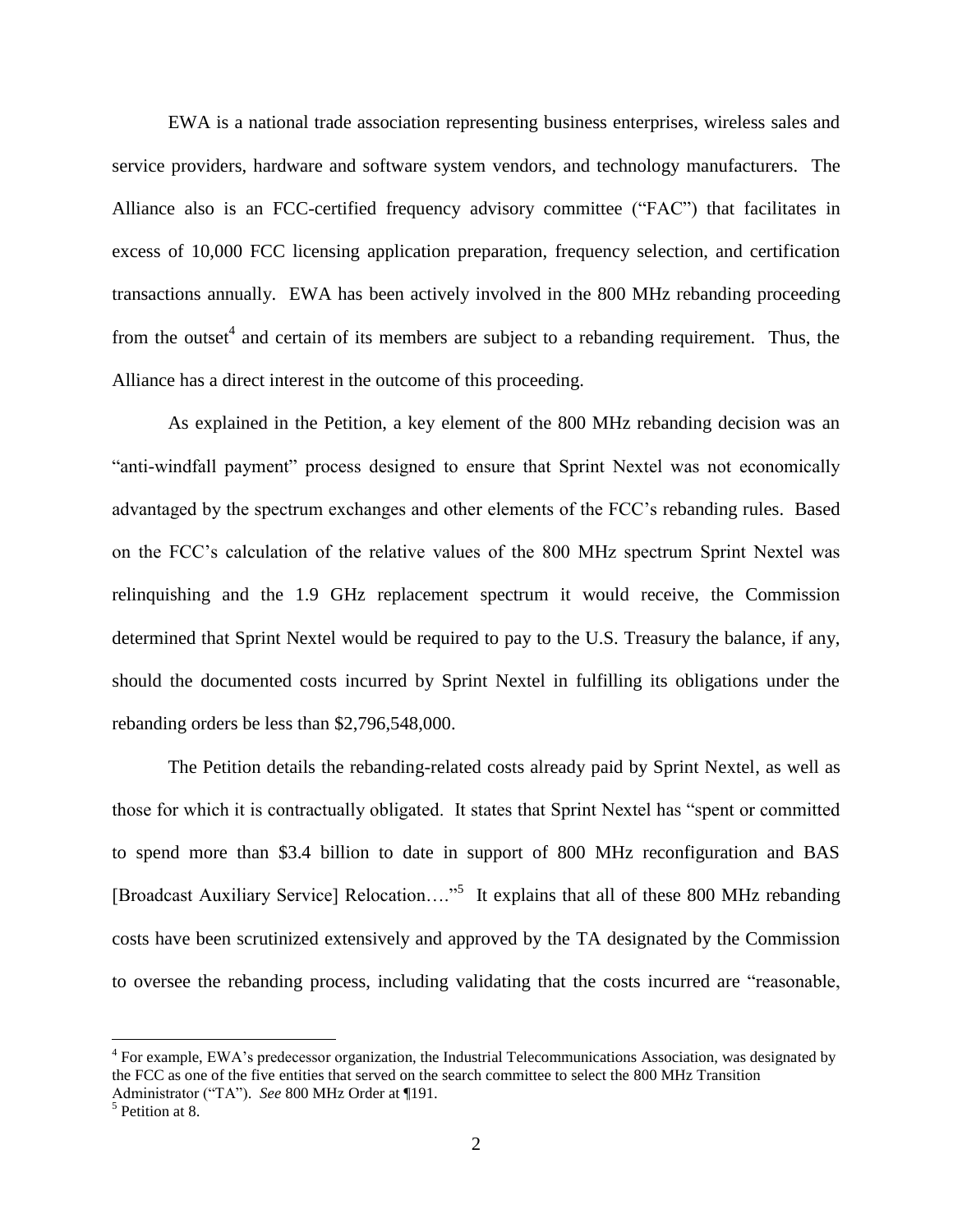EWA is a national trade association representing business enterprises, wireless sales and service providers, hardware and software system vendors, and technology manufacturers. The Alliance also is an FCC-certified frequency advisory committee ("FAC") that facilitates in excess of 10,000 FCC licensing application preparation, frequency selection, and certification transactions annually. EWA has been actively involved in the 800 MHz rebanding proceeding from the outset[4] and certain of its members are subject to a rebanding requirement. Thus, the Alliance has a direct interest in the outcome of this proceeding.

As explained in the Petition, a key element of the 800 MHz rebanding decision was an "anti-windfall payment" process designed to ensure that Sprint Nextel was not economically advantaged by the spectrum exchanges and other elements of the FCC's rebanding rules. Based on the FCC's calculation of the relative values of the 800 MHz spectrum Sprint Nextel was relinquishing and the 1.9 GHz replacement spectrum it would receive, the Commission determined that Sprint Nextel would be required to pay to the U.S. Treasury the balance, if any, should the documented costs incurred by Sprint Nextel in fulfilling its obligations under the rebanding orders be less than $2,796,548,000.

The Petition details the rebanding-related costs already paid by Sprint Nextel, as well as those for which it is contractually obligated. It states that Sprint Nextel has "spent or committed to spend more than $3.4 billion to date in support of 800 MHz reconfiguration and BAS [Broadcast Auxiliary Service] Relocation…."[5] It explains that all of these 800 MHz rebanding costs have been scrutinized extensively and approved by the TA designated by the Commission to oversee the rebanding process, including validating that the costs incurred are "reasonable,

---

[4] For example, EWA's predecessor organization, the Industrial Telecommunications Association, was designated by the FCC as one of the five entities that served on the search committee to select the 800 MHz Transition Administrator ("TA"). *See* 800 MHz Order at ¶191.

[5] Petition at 8.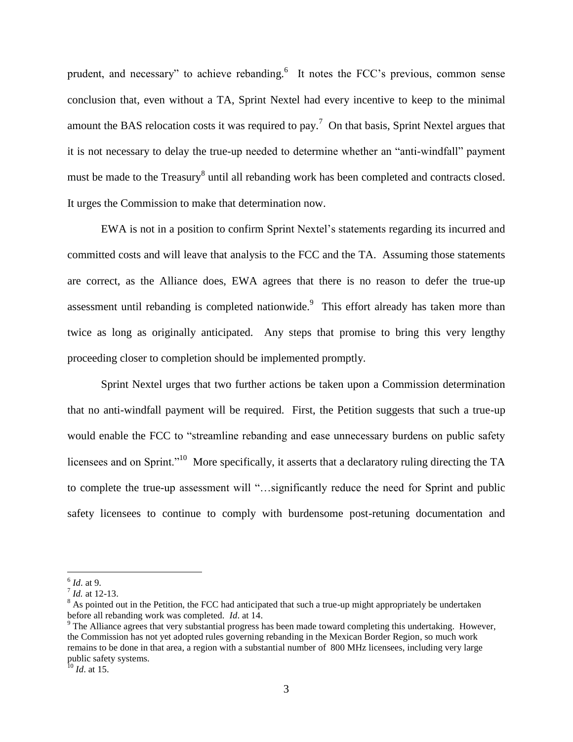prudent, and necessary" to achieve rebanding.[6] It notes the FCC's previous, common sense conclusion that, even without a TA, Sprint Nextel had every incentive to keep to the minimal amount the BAS relocation costs it was required to pay.[7] On that basis, Sprint Nextel argues that it is not necessary to delay the true-up needed to determine whether an "anti-windfall" payment must be made to the Treasury[8] until all rebanding work has been completed and contracts closed. It urges the Commission to make that determination now.

EWA is not in a position to confirm Sprint Nextel's statements regarding its incurred and committed costs and will leave that analysis to the FCC and the TA. Assuming those statements are correct, as the Alliance does, EWA agrees that there is no reason to defer the true-up assessment until rebanding is completed nationwide.[9] This effort already has taken more than twice as long as originally anticipated. Any steps that promise to bring this very lengthy proceeding closer to completion should be implemented promptly.

Sprint Nextel urges that two further actions be taken upon a Commission determination that no anti-windfall payment will be required. First, the Petition suggests that such a true-up would enable the FCC to "streamline rebanding and ease unnecessary burdens on public safety licensees and on Sprint."[10] More specifically, it asserts that a declaratory ruling directing the TA to complete the true-up assessment will "…significantly reduce the need for Sprint and public safety licensees to continue to comply with burdensome post-retuning documentation and

---

[6] *Id*. at 9.

[7] *Id.* at 12-13.

[8] As pointed out in the Petition, the FCC had anticipated that such a true-up might appropriately be undertaken before all rebanding work was completed. *Id*. at 14.

[9] The Alliance agrees that very substantial progress has been made toward completing this undertaking. However, the Commission has not yet adopted rules governing rebanding in the Mexican Border Region, so much work remains to be done in that area, a region with a substantial number of 800 MHz licensees, including very large public safety systems.

[10] *Id*. at 15.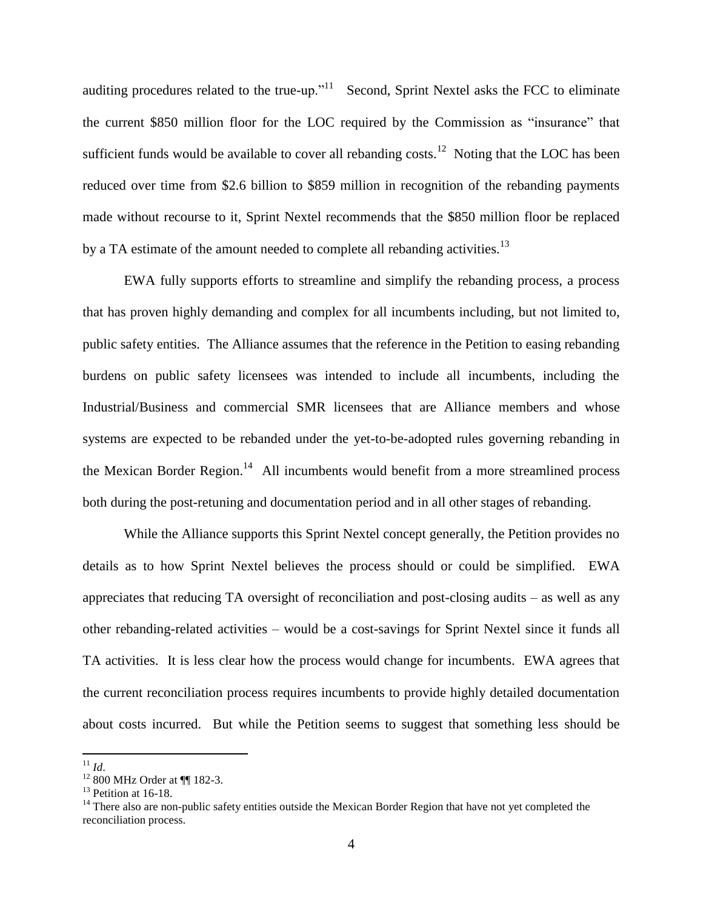auditing procedures related to the true-up."[11] Second, Sprint Nextel asks the FCC to eliminate the current $850 million floor for the LOC required by the Commission as "insurance" that sufficient funds would be available to cover all rebanding costs.[12] Noting that the LOC has been reduced over time from $2.6 billion to $859 million in recognition of the rebanding payments made without recourse to it, Sprint Nextel recommends that the $850 million floor be replaced by a TA estimate of the amount needed to complete all rebanding activities.[13]

EWA fully supports efforts to streamline and simplify the rebanding process, a process that has proven highly demanding and complex for all incumbents including, but not limited to, public safety entities. The Alliance assumes that the reference in the Petition to easing rebanding burdens on public safety licensees was intended to include all incumbents, including the Industrial/Business and commercial SMR licensees that are Alliance members and whose systems are expected to be rebanded under the yet-to-be-adopted rules governing rebanding in the Mexican Border Region.[14] All incumbents would benefit from a more streamlined process both during the post-retuning and documentation period and in all other stages of rebanding.

While the Alliance supports this Sprint Nextel concept generally, the Petition provides no details as to how Sprint Nextel believes the process should or could be simplified. EWA appreciates that reducing TA oversight of reconciliation and post-closing audits – as well as any other rebanding-related activities – would be a cost-savings for Sprint Nextel since it funds all TA activities. It is less clear how the process would change for incumbents. EWA agrees that the current reconciliation process requires incumbents to provide highly detailed documentation about costs incurred. But while the Petition seems to suggest that something less should be

---

[11] *Id*.

[12] 800 MHz Order at ¶¶ 182-3.

[13] Petition at 16-18.

[14] There also are non-public safety entities outside the Mexican Border Region that have not yet completed the reconciliation process.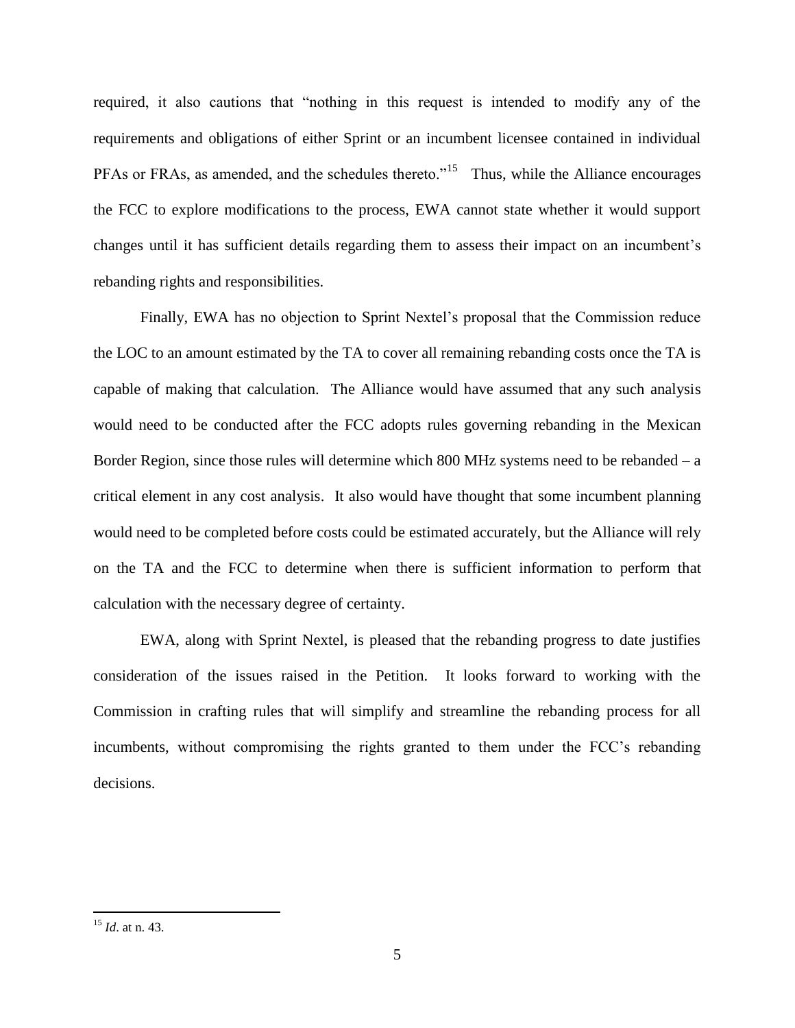required, it also cautions that "nothing in this request is intended to modify any of the requirements and obligations of either Sprint or an incumbent licensee contained in individual PFAs or FRAs, as amended, and the schedules thereto."[15] Thus, while the Alliance encourages the FCC to explore modifications to the process, EWA cannot state whether it would support changes until it has sufficient details regarding them to assess their impact on an incumbent's rebanding rights and responsibilities.

Finally, EWA has no objection to Sprint Nextel's proposal that the Commission reduce the LOC to an amount estimated by the TA to cover all remaining rebanding costs once the TA is capable of making that calculation. The Alliance would have assumed that any such analysis would need to be conducted after the FCC adopts rules governing rebanding in the Mexican Border Region, since those rules will determine which 800 MHz systems need to be rebanded – a critical element in any cost analysis. It also would have thought that some incumbent planning would need to be completed before costs could be estimated accurately, but the Alliance will rely on the TA and the FCC to determine when there is sufficient information to perform that calculation with the necessary degree of certainty.

EWA, along with Sprint Nextel, is pleased that the rebanding progress to date justifies consideration of the issues raised in the Petition. It looks forward to working with the Commission in crafting rules that will simplify and streamline the rebanding process for all incumbents, without compromising the rights granted to them under the FCC's rebanding decisions.

---

[15] *Id*. at n. 43.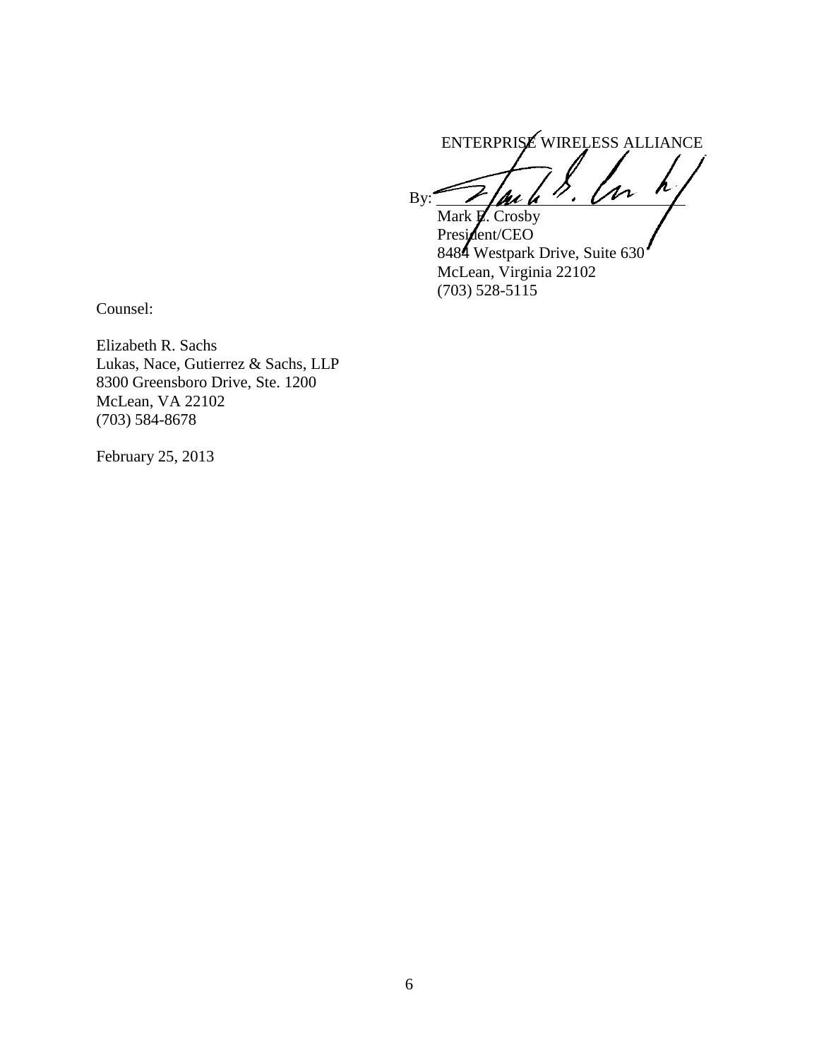ENTERPRISE WIRELESS ALLIANCE

By: ______________________________

Mark E. Crosby
President/CEO
8484 Westpark Drive, Suite 630
McLean, Virginia 22102
(703) 528-5115

Counsel:

Elizabeth R. Sachs
Lukas, Nace, Gutierrez & Sachs, LLP
8300 Greensboro Drive, Ste. 1200
McLean, VA 22102
(703) 584-8678

February 25, 2013